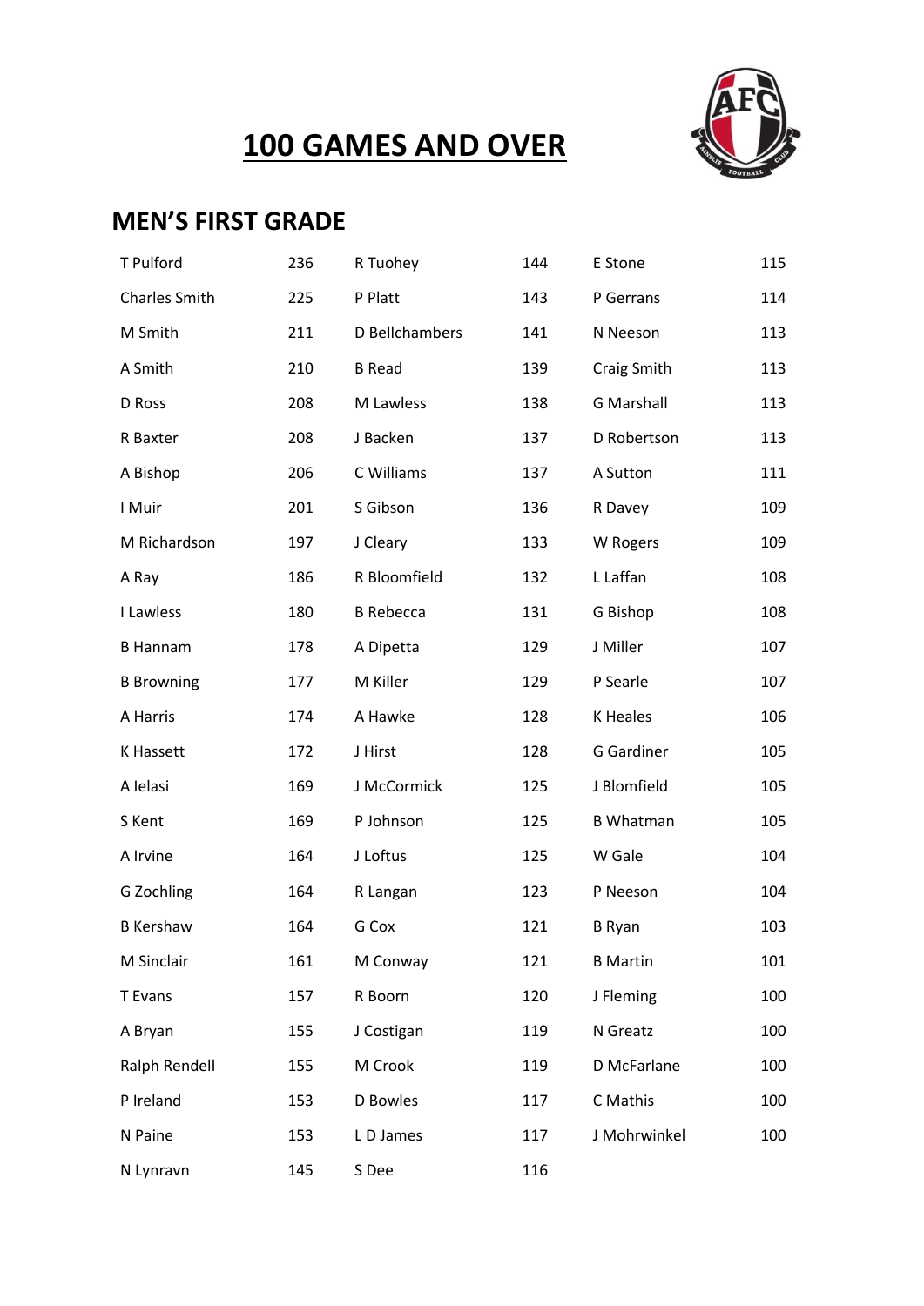# 100 GAMES AND OVER

## MEN'S FIRST GRADE

| | | | | | |
|---|---|---|---|---|---|
| T Pulford | 236 | R Tuohey | 144 | E Stone | 115 |
| Charles Smith | 225 | P Platt | 143 | P Gerrans | 114 |
| M Smith | 211 | D Bellchambers | 141 | N Neeson | 113 |
| A Smith | 210 | B Read | 139 | Craig Smith | 113 |
| D Ross | 208 | M Lawless | 138 | G Marshall | 113 |
| R Baxter | 208 | J Backen | 137 | D Robertson | 113 |
| A Bishop | 206 | C Williams | 137 | A Sutton | 111 |
| I Muir | 201 | S Gibson | 136 | R Davey | 109 |
| M Richardson | 197 | J Cleary | 133 | W Rogers | 109 |
| A Ray | 186 | R Bloomfield | 132 | L Laffan | 108 |
| I Lawless | 180 | B Rebecca | 131 | G Bishop | 108 |
| B Hannam | 178 | A Dipetta | 129 | J Miller | 107 |
| B Browning | 177 | M Killer | 129 | P Searle | 107 |
| A Harris | 174 | A Hawke | 128 | K Heales | 106 |
| K Hassett | 172 | J Hirst | 128 | G Gardiner | 105 |
| A Ielasi | 169 | J McCormick | 125 | J Blomfield | 105 |
| S Kent | 169 | P Johnson | 125 | B Whatman | 105 |
| A Irvine | 164 | J Loftus | 125 | W Gale | 104 |
| G Zochling | 164 | R Langan | 123 | P Neeson | 104 |
| B Kershaw | 164 | G Cox | 121 | B Ryan | 103 |
| M Sinclair | 161 | M Conway | 121 | B Martin | 101 |
| T Evans | 157 | R Boorn | 120 | J Fleming | 100 |
| A Bryan | 155 | J Costigan | 119 | N Greatz | 100 |
| Ralph Rendell | 155 | M Crook | 119 | D McFarlane | 100 |
| P Ireland | 153 | D Bowles | 117 | C Mathis | 100 |
| N Paine | 153 | L D James | 117 | J Mohrwinkel | 100 |
| N Lynravn | 145 | S Dee | 116 | | |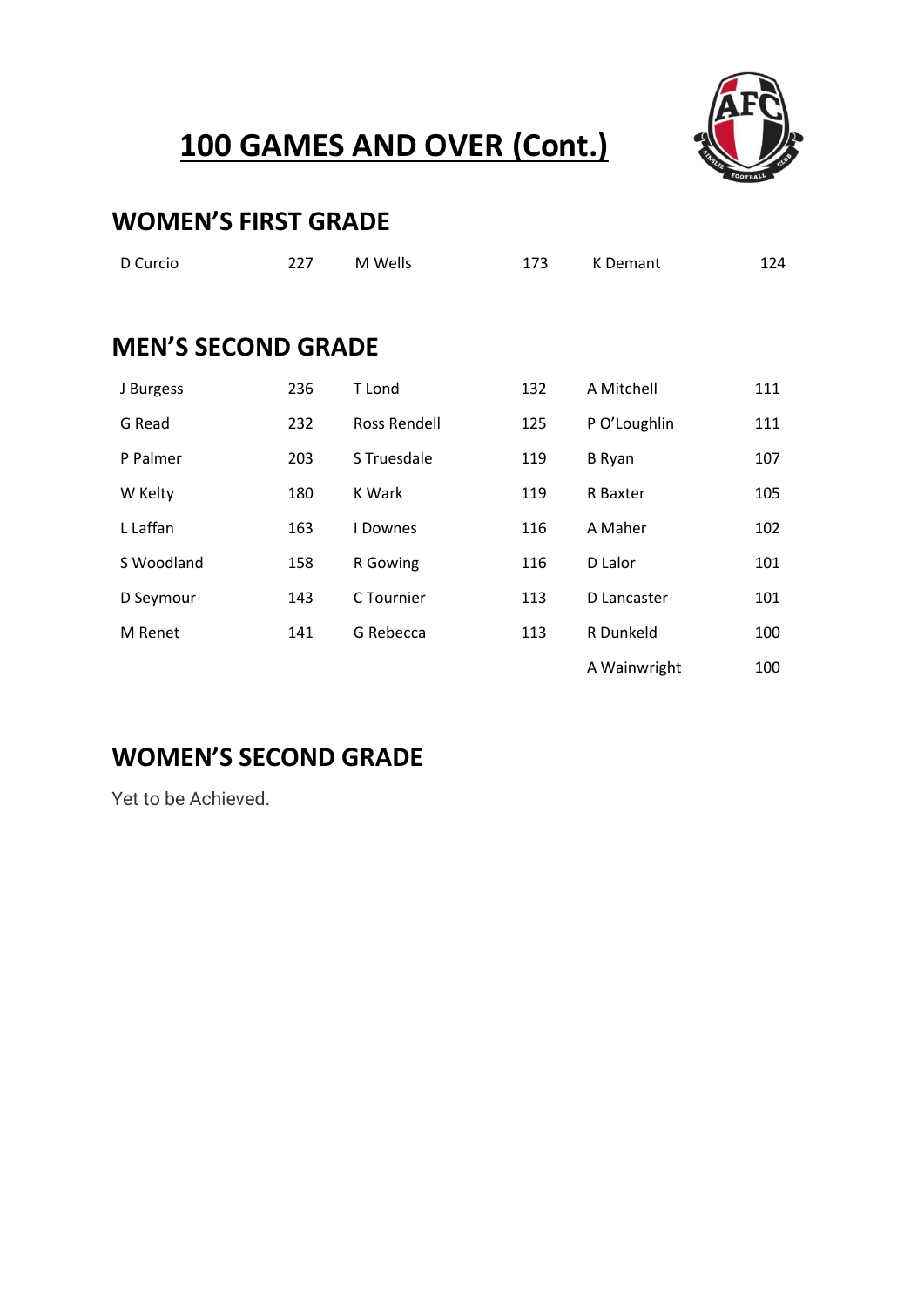# 100 GAMES AND OVER (Cont.)

## WOMEN'S FIRST GRADE

| | | | | | |
|---|---|---|---|---|---|
| D Curcio | 227 | M Wells | 173 | K Demant | 124 |

## MEN'S SECOND GRADE

| | | | | | |
|---|---|---|---|---|---|
| J Burgess | 236 | T Lond | 132 | A Mitchell | 111 |
| G Read | 232 | Ross Rendell | 125 | P O'Loughlin | 111 |
| P Palmer | 203 | S Truesdale | 119 | B Ryan | 107 |
| W Kelty | 180 | K Wark | 119 | R Baxter | 105 |
| L Laffan | 163 | I Downes | 116 | A Maher | 102 |
| S Woodland | 158 | R Gowing | 116 | D Lalor | 101 |
| D Seymour | 143 | C Tournier | 113 | D Lancaster | 101 |
| M Renet | 141 | G Rebecca | 113 | R Dunkeld | 100 |
| | | | | A Wainwright | 100 |

## WOMEN'S SECOND GRADE

Yet to be Achieved.